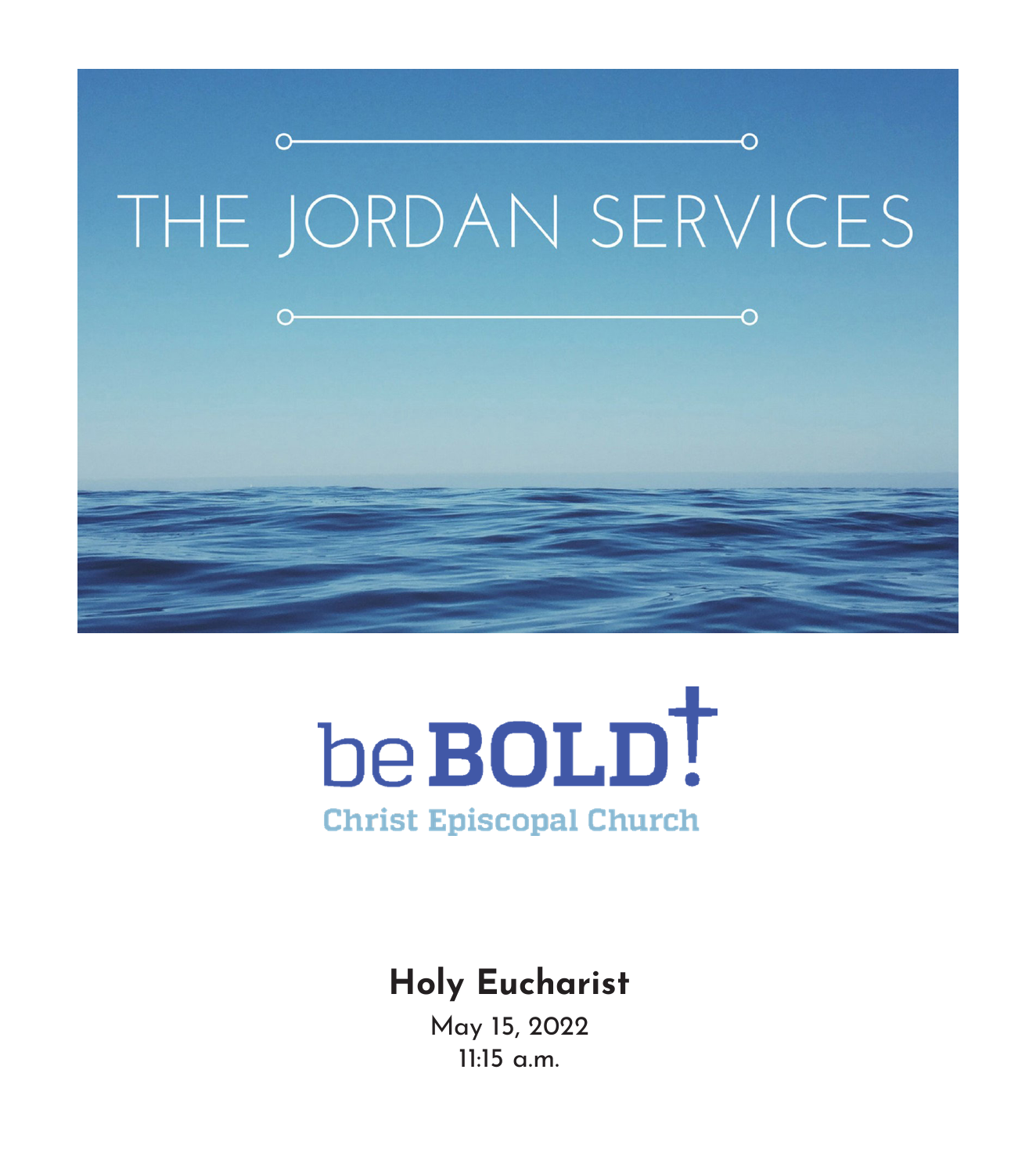# THE JORDAN SERVICES

beBOLD!

Christ Episcopal Church

## Holy Eucharist

May 15, 2022

11:15 a.m.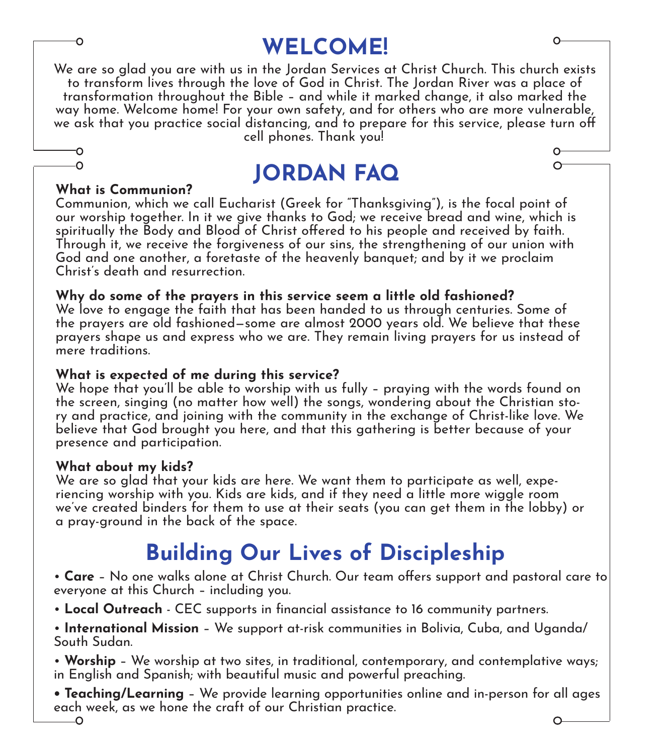# WELCOME!

We are so glad you are with us in the Jordan Services at Christ Church. This church exists to transform lives through the love of God in Christ. The Jordan River was a place of transformation throughout the Bible – and while it marked change, it also marked the way home. Welcome home! For your own safety, and for others who are more vulnerable, we ask that you practice social distancing, and to prepare for this service, please turn off cell phones. Thank you!

# JORDAN FAQ

**What is Communion?**
Communion, which we call Eucharist (Greek for "Thanksgiving"), is the focal point of our worship together. In it we give thanks to God; we receive bread and wine, which is spiritually the Body and Blood of Christ offered to his people and received by faith. Through it, we receive the forgiveness of our sins, the strengthening of our union with God and one another, a foretaste of the heavenly banquet; and by it we proclaim Christ's death and resurrection.

**Why do some of the prayers in this service seem a little old fashioned?**
We love to engage the faith that has been handed to us through centuries. Some of the prayers are old fashioned—some are almost 2000 years old. We believe that these prayers shape us and express who we are. They remain living prayers for us instead of mere traditions.

**What is expected of me during this service?**
We hope that you'll be able to worship with us fully – praying with the words found on the screen, singing (no matter how well) the songs, wondering about the Christian story and practice, and joining with the community in the exchange of Christ-like love. We believe that God brought you here, and that this gathering is better because of your presence and participation.

**What about my kids?**
We are so glad that your kids are here. We want them to participate as well, experiencing worship with you. Kids are kids, and if they need a little more wiggle room we've created binders for them to use at their seats (you can get them in the lobby) or a pray-ground in the back of the space.

# Building Our Lives of Discipleship

- **Care** – No one walks alone at Christ Church. Our team offers support and pastoral care to everyone at this Church – including you.
- **Local Outreach** - CEC supports in financial assistance to 16 community partners.
- **International Mission** – We support at-risk communities in Bolivia, Cuba, and Uganda/South Sudan.
- **Worship** – We worship at two sites, in traditional, contemporary, and contemplative ways; in English and Spanish; with beautiful music and powerful preaching.
- **Teaching/Learning** – We provide learning opportunities online and in-person for all ages each week, as we hone the craft of our Christian practice.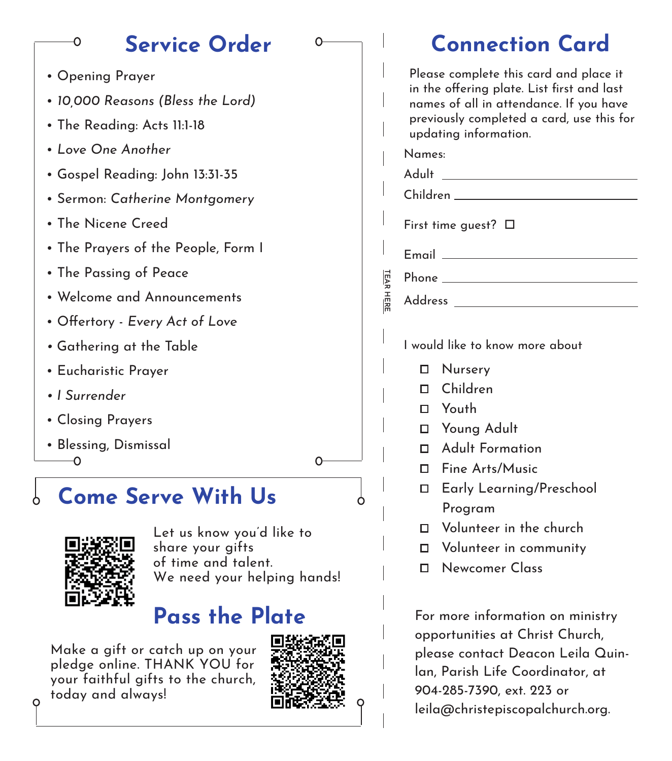## Service Order

- Opening Prayer
- *10,000 Reasons (Bless the Lord)*
- The Reading: Acts 11:1-18
- *Love One Another*
- Gospel Reading: John 13:31-35
- Sermon: *Catherine Montgomery*
- The Nicene Creed
- The Prayers of the People, Form I
- The Passing of Peace
- Welcome and Announcements
- Offertory - *Every Act of Love*
- Gathering at the Table
- Eucharistic Prayer
- *I Surrender*
- Closing Prayers
- Blessing, Dismissal

## Come Serve With Us

Let us know you'd like to share your gifts of time and talent. We need your helping hands!

## Pass the Plate

Make a gift or catch up on your pledge online. THANK YOU for your faithful gifts to the church, today and always!

TEAR HERE

## Connection Card

Please complete this card and place it in the offering plate. List first and last names of all in attendance. If you have previously completed a card, use this for updating information.

Names:

Adult ______________________

Children ______________________

First time guest? ☐

Email ______________________

Phone ______________________

Address ______________________

I would like to know more about

- ☐ Nursery
- ☐ Children
- ☐ Youth
- ☐ Young Adult
- ☐ Adult Formation
- ☐ Fine Arts/Music
- ☐ Early Learning/Preschool Program
- ☐ Volunteer in the church
- ☐ Volunteer in community
- ☐ Newcomer Class

For more information on ministry opportunities at Christ Church, please contact Deacon Leila Quinlan, Parish Life Coordinator, at 904-285-7390, ext. 223 or leila@christepiscopalchurch.org.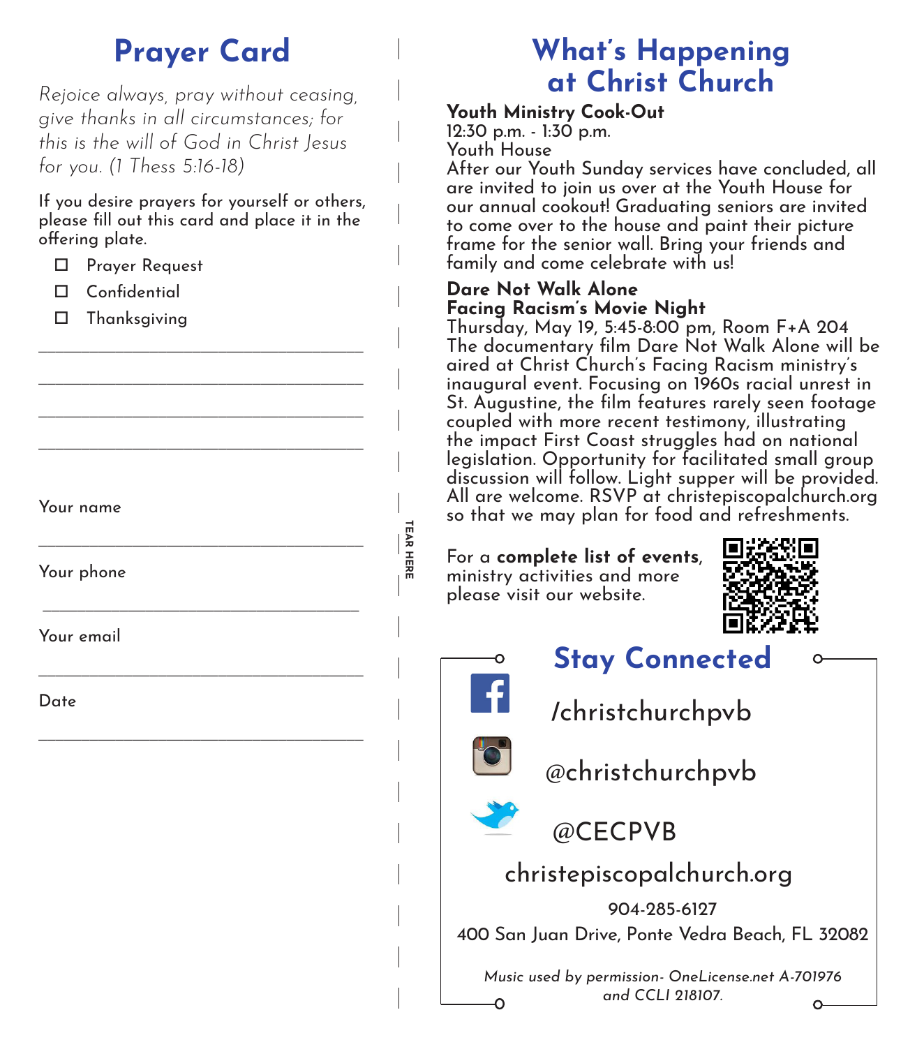# Prayer Card

*Rejoice always, pray without ceasing, give thanks in all circumstances; for this is the will of God in Christ Jesus for you. (1 Thess 5:16-18)*

If you desire prayers for yourself or others, please fill out this card and place it in the offering plate.

- ☐ Prayer Request
- ☐ Confidential
- ☐ Thanksgiving

\_\_\_\_\_\_\_\_\_\_\_\_\_\_\_\_\_\_\_\_\_\_\_\_\_\_\_\_\_\_\_\_\_\_\_\_

\_\_\_\_\_\_\_\_\_\_\_\_\_\_\_\_\_\_\_\_\_\_\_\_\_\_\_\_\_\_\_\_\_\_\_\_

\_\_\_\_\_\_\_\_\_\_\_\_\_\_\_\_\_\_\_\_\_\_\_\_\_\_\_\_\_\_\_\_\_\_\_\_

\_\_\_\_\_\_\_\_\_\_\_\_\_\_\_\_\_\_\_\_\_\_\_\_\_\_\_\_\_\_\_\_\_\_\_\_

Your name

\_\_\_\_\_\_\_\_\_\_\_\_\_\_\_\_\_\_\_\_\_\_\_\_\_\_\_\_\_\_\_\_\_\_\_\_

Your phone

\_\_\_\_\_\_\_\_\_\_\_\_\_\_\_\_\_\_\_\_\_\_\_\_\_\_\_\_\_\_\_\_\_\_\_\_

Your email

\_\_\_\_\_\_\_\_\_\_\_\_\_\_\_\_\_\_\_\_\_\_\_\_\_\_\_\_\_\_\_\_\_\_\_\_

Date

\_\_\_\_\_\_\_\_\_\_\_\_\_\_\_\_\_\_\_\_\_\_\_\_\_\_\_\_\_\_\_\_\_\_\_\_

TEAR HERE

# What's Happening at Christ Church

**Youth Ministry Cook-Out**
12:30 p.m. - 1:30 p.m.
Youth House
After our Youth Sunday services have concluded, all are invited to join us over at the Youth House for our annual cookout! Graduating seniors are invited to come over to the house and paint their picture frame for the senior wall. Bring your friends and family and come celebrate with us!

**Dare Not Walk Alone**
**Facing Racism's Movie Night**
Thursday, May 19, 5:45-8:00 pm, Room F+A 204
The documentary film Dare Not Walk Alone will be aired at Christ Church's Facing Racism ministry's inaugural event. Focusing on 1960s racial unrest in St. Augustine, the film features rarely seen footage coupled with more recent testimony, illustrating the impact First Coast struggles had on national legislation. Opportunity for facilitated small group discussion will follow. Light supper will be provided. All are welcome. RSVP at christepiscopalchurch.org so that we may plan for food and refreshments.

For a **complete list of events**, ministry activities and more please visit our website.

## Stay Connected

/christchurchpvb

@christchurchpvb

@CECPVB

christepiscopalchurch.org

904-285-6127

400 San Juan Drive, Ponte Vedra Beach, FL 32082

*Music used by permission- OneLicense.net A-701976 and CCLI 218107.*